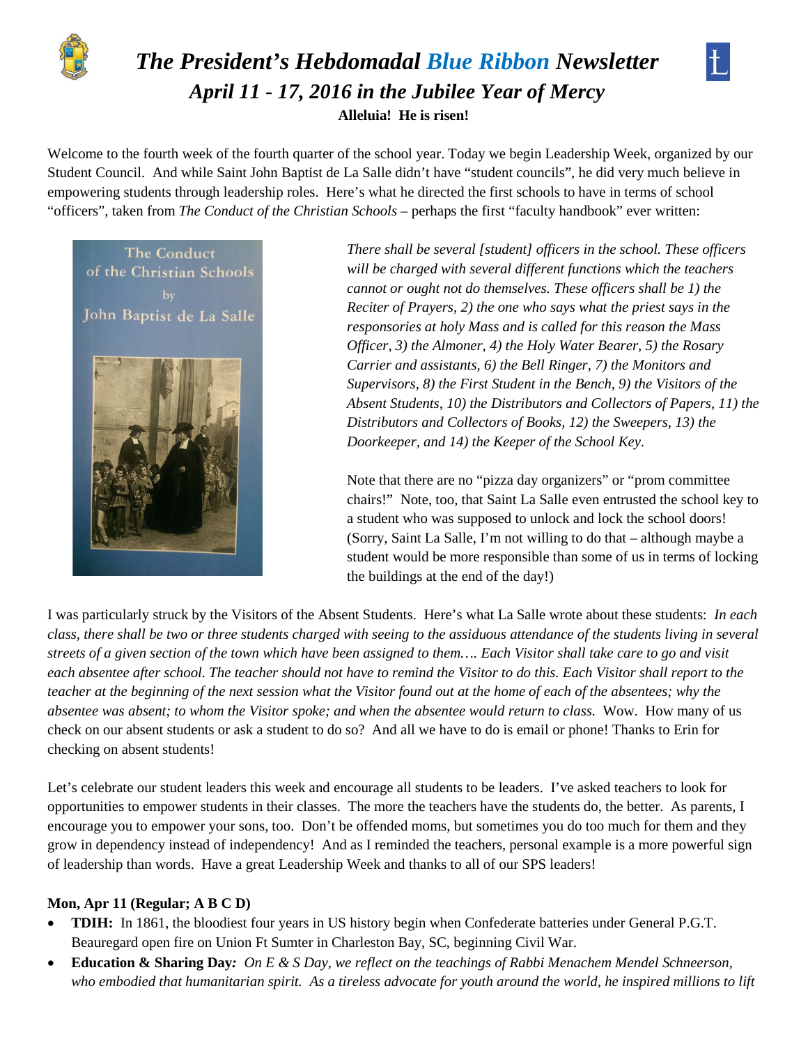# *The President's Hebdomadal Blue Ribbon Newsletter*

## *April 11 - 17, 2016 in the Jubilee Year of Mercy*

**Alleluia! He is risen!**

Welcome to the fourth week of the fourth quarter of the school year. Today we begin Leadership Week, organized by our Student Council. And while Saint John Baptist de La Salle didn't have "student councils", he did very much believe in empowering students through leadership roles. Here's what he directed the first schools to have in terms of school "officers", taken from *The Conduct of the Christian Schools* – perhaps the first "faculty handbook" ever written:

*There shall be several [student] officers in the school. These officers will be charged with several different functions which the teachers cannot or ought not do themselves. These officers shall be 1) the Reciter of Prayers, 2) the one who says what the priest says in the responsories at holy Mass and is called for this reason the Mass Officer, 3) the Almoner, 4) the Holy Water Bearer, 5) the Rosary Carrier and assistants, 6) the Bell Ringer, 7) the Monitors and Supervisors, 8) the First Student in the Bench, 9) the Visitors of the Absent Students, 10) the Distributors and Collectors of Papers, 11) the Distributors and Collectors of Books, 12) the Sweepers, 13) the Doorkeeper, and 14) the Keeper of the School Key.*

Note that there are no "pizza day organizers" or "prom committee chairs!" Note, too, that Saint La Salle even entrusted the school key to a student who was supposed to unlock and lock the school doors! (Sorry, Saint La Salle, I'm not willing to do that – although maybe a student would be more responsible than some of us in terms of locking the buildings at the end of the day!)

I was particularly struck by the Visitors of the Absent Students. Here's what La Salle wrote about these students: *In each class, there shall be two or three students charged with seeing to the assiduous attendance of the students living in several streets of a given section of the town which have been assigned to them…. Each Visitor shall take care to go and visit each absentee after school. The teacher should not have to remind the Visitor to do this. Each Visitor shall report to the teacher at the beginning of the next session what the Visitor found out at the home of each of the absentees; why the absentee was absent; to whom the Visitor spoke; and when the absentee would return to class.* Wow. How many of us check on our absent students or ask a student to do so? And all we have to do is email or phone! Thanks to Erin for checking on absent students!

Let's celebrate our student leaders this week and encourage all students to be leaders. I've asked teachers to look for opportunities to empower students in their classes. The more the teachers have the students do, the better. As parents, I encourage you to empower your sons, too. Don't be offended moms, but sometimes you do too much for them and they grow in dependency instead of independency! And as I reminded the teachers, personal example is a more powerful sign of leadership than words. Have a great Leadership Week and thanks to all of our SPS leaders!

**Mon, Apr 11 (Regular; A B C D)**

- **TDIH:** In 1861, the bloodiest four years in US history begin when Confederate batteries under General P.G.T. Beauregard open fire on Union Ft Sumter in Charleston Bay, SC, beginning Civil War.
- **Education & Sharing Day***: On E & S Day, we reflect on the teachings of Rabbi Menachem Mendel Schneerson, who embodied that humanitarian spirit. As a tireless advocate for youth around the world, he inspired millions to lift*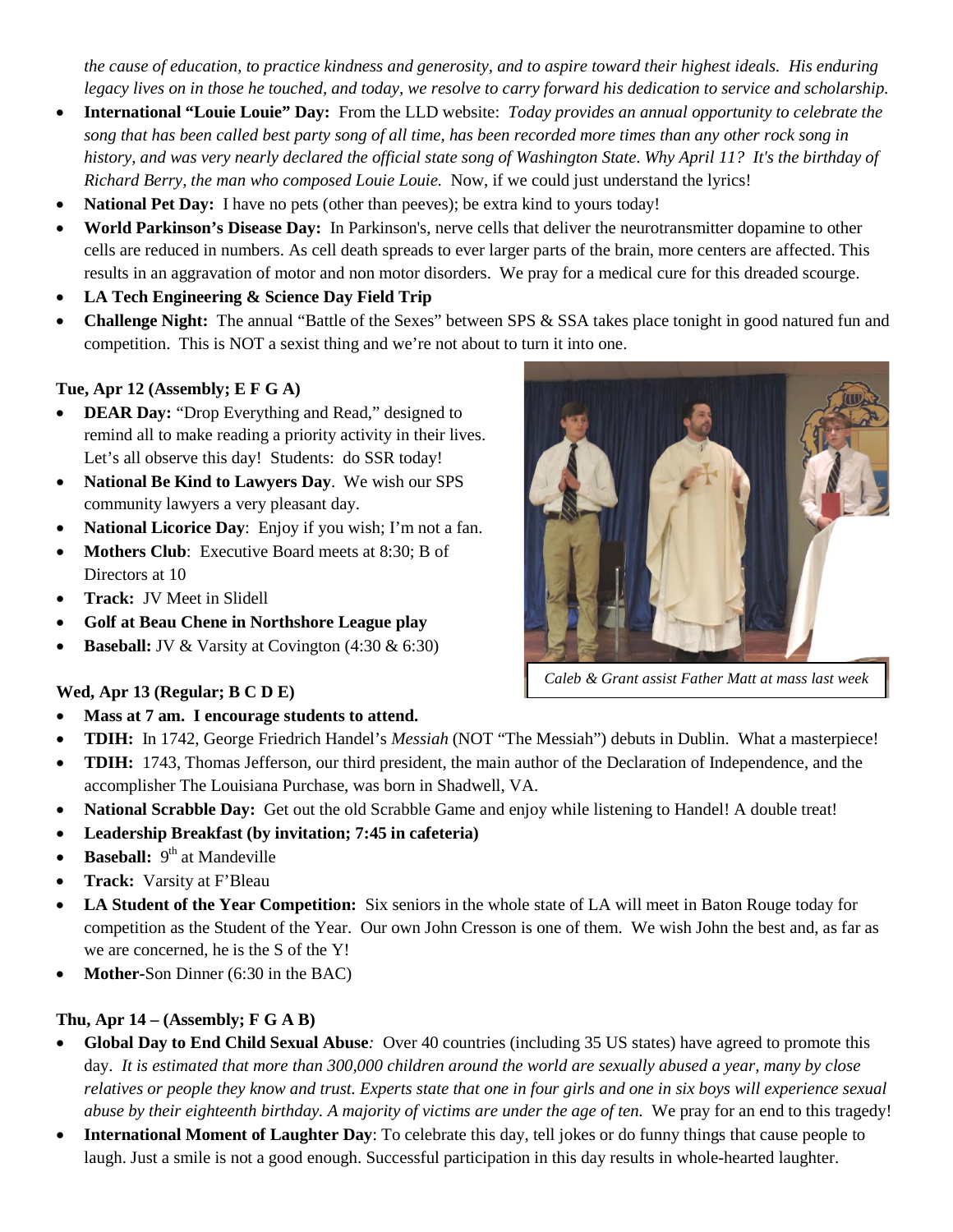*the cause of education, to practice kindness and generosity, and to aspire toward their highest ideals. His enduring legacy lives on in those he touched, and today, we resolve to carry forward his dedication to service and scholarship.*

- **International "Louie Louie" Day:** From the LLD website: *Today provides an annual opportunity to celebrate the song that has been called best party song of all time, has been recorded more times than any other rock song in history, and was very nearly declared the official state song of Washington State. Why April 11? It's the birthday of Richard Berry, the man who composed Louie Louie.* Now, if we could just understand the lyrics!
- **National Pet Day:** I have no pets (other than peeves); be extra kind to yours today!
- **World Parkinson's Disease Day:** In Parkinson's, nerve cells that deliver the neurotransmitter dopamine to other cells are reduced in numbers. As cell death spreads to ever larger parts of the brain, more centers are affected. This results in an aggravation of motor and non motor disorders. We pray for a medical cure for this dreaded scourge.
- **LA Tech Engineering & Science Day Field Trip**
- **Challenge Night:** The annual "Battle of the Sexes" between SPS & SSA takes place tonight in good natured fun and competition. This is NOT a sexist thing and we're not about to turn it into one.

**Tue, Apr 12 (Assembly; E F G A)**

- **DEAR Day:** "Drop Everything and Read," designed to remind all to make reading a priority activity in their lives. Let's all observe this day! Students: do SSR today!
- **National Be Kind to Lawyers Day**. We wish our SPS community lawyers a very pleasant day.
- **National Licorice Day**: Enjoy if you wish; I'm not a fan.
- **Mothers Club**: Executive Board meets at 8:30; B of Directors at 10
- **Track:** JV Meet in Slidell
- **Golf at Beau Chene in Northshore League play**
- **Baseball:** JV & Varsity at Covington (4:30 & 6:30)

*Caleb & Grant assist Father Matt at mass last week*

**Wed, Apr 13 (Regular; B C D E)**

- **Mass at 7 am. I encourage students to attend.**
- **TDIH:** In 1742, George Friedrich Handel's *Messiah* (NOT "The Messiah") debuts in Dublin. What a masterpiece!
- **TDIH:** 1743, Thomas Jefferson, our third president, the main author of the Declaration of Independence, and the accomplisher The Louisiana Purchase, was born in Shadwell, VA.
- **National Scrabble Day:** Get out the old Scrabble Game and enjoy while listening to Handel! A double treat!
- **Leadership Breakfast (by invitation; 7:45 in cafeteria)**
- **Baseball:** 9th at Mandeville
- **Track:** Varsity at F'Bleau
- **LA Student of the Year Competition:** Six seniors in the whole state of LA will meet in Baton Rouge today for competition as the Student of the Year. Our own John Cresson is one of them. We wish John the best and, as far as we are concerned, he is the S of the Y!
- **Mother-**Son Dinner (6:30 in the BAC)

**Thu, Apr 14 – (Assembly; F G A B)**

- **Global Day to End Child Sexual Abuse***:* Over 40 countries (including 35 US states) have agreed to promote this day. *It is estimated that more than 300,000 children around the world are sexually abused a year, many by close relatives or people they know and trust. Experts state that one in four girls and one in six boys will experience sexual abuse by their eighteenth birthday. A majority of victims are under the age of ten.* We pray for an end to this tragedy!
- **International Moment of Laughter Day**: To celebrate this day, tell jokes or do funny things that cause people to laugh. Just a smile is not a good enough. Successful participation in this day results in whole-hearted laughter.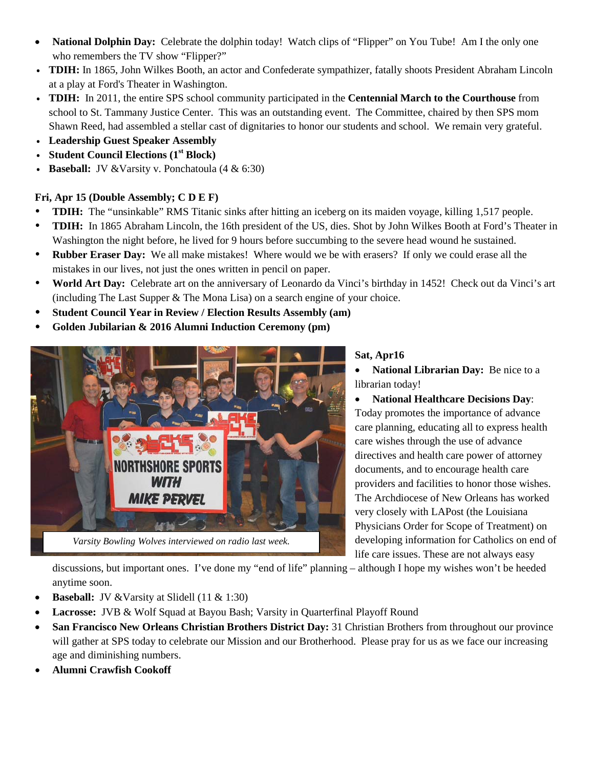- **National Dolphin Day:** Celebrate the dolphin today! Watch clips of "Flipper" on You Tube! Am I the only one who remembers the TV show "Flipper?"
- **TDIH:** In 1865, John Wilkes Booth, an actor and Confederate sympathizer, fatally shoots President Abraham Lincoln at a play at Ford's Theater in Washington.
- **TDIH:** In 2011, the entire SPS school community participated in the **Centennial March to the Courthouse** from school to St. Tammany Justice Center. This was an outstanding event. The Committee, chaired by then SPS mom Shawn Reed, had assembled a stellar cast of dignitaries to honor our students and school. We remain very grateful.
- **Leadership Guest Speaker Assembly**
- **Student Council Elections (1st Block)**
- **Baseball:** JV &Varsity v. Ponchatoula (4 & 6:30)

**Fri, Apr 15 (Double Assembly; C D E F)**

- **TDIH:** The "unsinkable" RMS Titanic sinks after hitting an iceberg on its maiden voyage, killing 1,517 people.
- **TDIH:** In 1865 Abraham Lincoln, the 16th president of the US, dies. Shot by John Wilkes Booth at Ford's Theater in Washington the night before, he lived for 9 hours before succumbing to the severe head wound he sustained.
- **Rubber Eraser Day:** We all make mistakes! Where would we be with erasers? If only we could erase all the mistakes in our lives, not just the ones written in pencil on paper.
- **World Art Day:** Celebrate art on the anniversary of Leonardo da Vinci's birthday in 1452! Check out da Vinci's art (including The Last Supper & The Mona Lisa) on a search engine of your choice.
- **Student Council Year in Review / Election Results Assembly (am)**
- **Golden Jubilarian & 2016 Alumni Induction Ceremony (pm)**

*Varsity Bowling Wolves interviewed on radio last week.*

**Sat, Apr16**

- **National Librarian Day:** Be nice to a librarian today!
- **National Healthcare Decisions Day**: Today promotes the importance of advance care planning, educating all to express health care wishes through the use of advance directives and health care power of attorney documents, and to encourage health care providers and facilities to honor those wishes. The Archdiocese of New Orleans has worked very closely with LAPost (the Louisiana Physicians Order for Scope of Treatment) on developing information for Catholics on end of life care issues. These are not always easy discussions, but important ones. I've done my "end of life" planning – although I hope my wishes won't be heeded anytime soon.
- **Baseball:** JV &Varsity at Slidell (11 & 1:30)
- **Lacrosse:** JVB & Wolf Squad at Bayou Bash; Varsity in Quarterfinal Playoff Round
- **San Francisco New Orleans Christian Brothers District Day:** 31 Christian Brothers from throughout our province will gather at SPS today to celebrate our Mission and our Brotherhood. Please pray for us as we face our increasing age and diminishing numbers.
- **Alumni Crawfish Cookoff**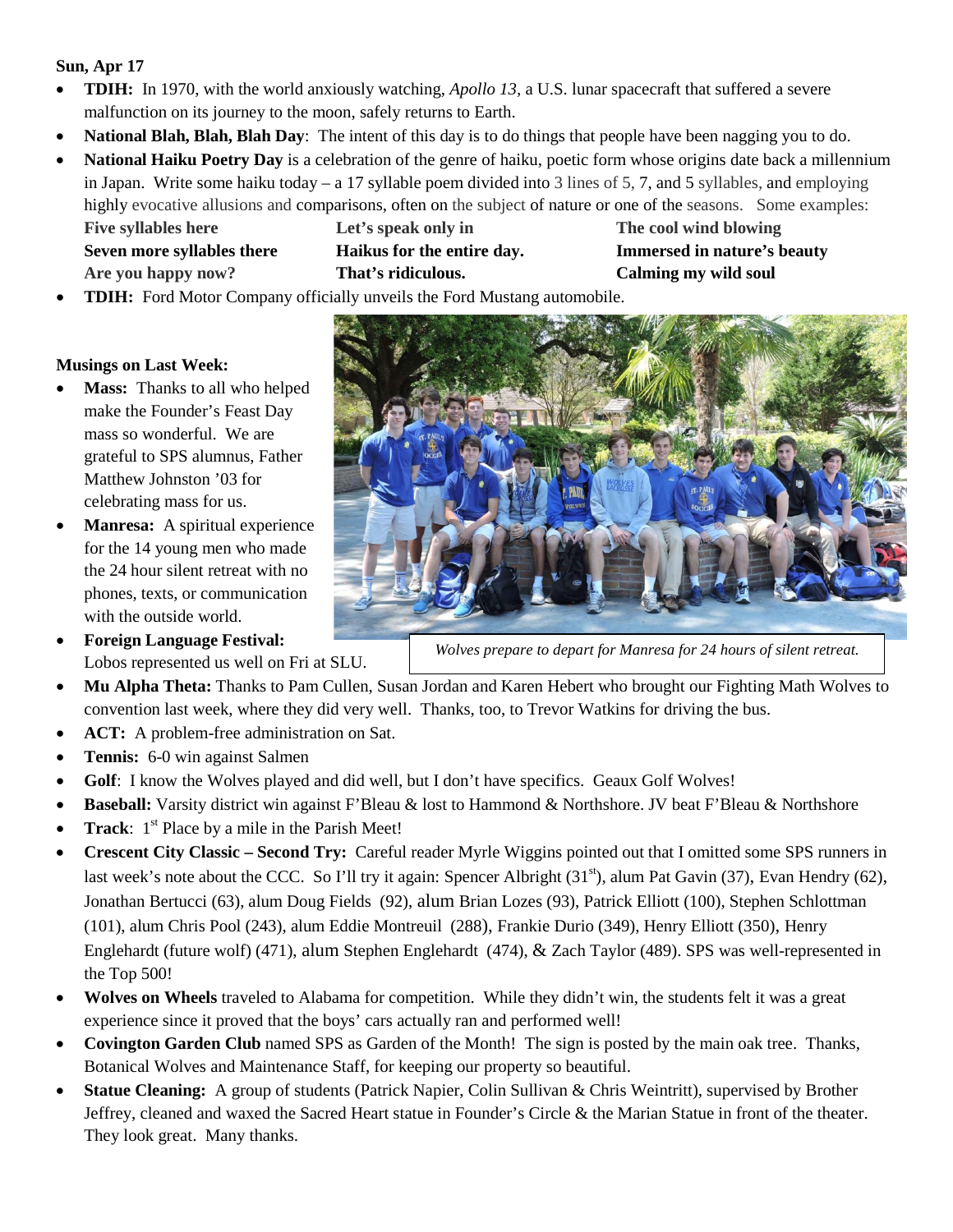**Sun, Apr 17**

- **TDIH:** In 1970, with the world anxiously watching, *Apollo 13*, a U.S. lunar spacecraft that suffered a severe malfunction on its journey to the moon, safely returns to Earth.
- **National Blah, Blah, Blah Day**: The intent of this day is to do things that people have been nagging you to do.
- **National Haiku Poetry Day** is a celebration of the genre of haiku, poetic form whose origins date back a millennium in Japan. Write some haiku today – a 17 syllable poem divided into 3 lines of 5, 7, and 5 syllables, and employing highly evocative allusions and comparisons, often on the subject of nature or one of the seasons. Some examples:

  **Five syllables here**
  **Seven more syllables there**
  **Are you happy now?**

  **Let's speak only in**
  **Haikus for the entire day.**
  **That's ridiculous.**

  **The cool wind blowing**
  **Immersed in nature's beauty**
  **Calming my wild soul**
- **TDIH:** Ford Motor Company officially unveils the Ford Mustang automobile.

**Musings on Last Week:**

- **Mass:** Thanks to all who helped make the Founder's Feast Day mass so wonderful. We are grateful to SPS alumnus, Father Matthew Johnston '03 for celebrating mass for us.
- **Manresa:** A spiritual experience for the 14 young men who made the 24 hour silent retreat with no phones, texts, or communication with the outside world.
- **Foreign Language Festival:** Lobos represented us well on Fri at SLU.

*Wolves prepare to depart for Manresa for 24 hours of silent retreat.*

- **Mu Alpha Theta:** Thanks to Pam Cullen, Susan Jordan and Karen Hebert who brought our Fighting Math Wolves to convention last week, where they did very well. Thanks, too, to Trevor Watkins for driving the bus.
- **ACT:** A problem-free administration on Sat.
- **Tennis:** 6-0 win against Salmen
- **Golf**: I know the Wolves played and did well, but I don't have specifics. Geaux Golf Wolves!
- **Baseball:** Varsity district win against F'Bleau & lost to Hammond & Northshore. JV beat F'Bleau & Northshore
- **Track**: 1st Place by a mile in the Parish Meet!
- **Crescent City Classic – Second Try:** Careful reader Myrle Wiggins pointed out that I omitted some SPS runners in last week's note about the CCC. So I'll try it again: Spencer Albright (31st), alum Pat Gavin (37), Evan Hendry (62), Jonathan Bertucci (63), alum Doug Fields (92), alum Brian Lozes (93), Patrick Elliott (100), Stephen Schlottman (101), alum Chris Pool (243), alum Eddie Montreuil (288), Frankie Durio (349), Henry Elliott (350), Henry Englehardt (future wolf) (471), alum Stephen Englehardt (474), & Zach Taylor (489). SPS was well-represented in the Top 500!
- **Wolves on Wheels** traveled to Alabama for competition. While they didn't win, the students felt it was a great experience since it proved that the boys' cars actually ran and performed well!
- **Covington Garden Club** named SPS as Garden of the Month! The sign is posted by the main oak tree. Thanks, Botanical Wolves and Maintenance Staff, for keeping our property so beautiful.
- **Statue Cleaning:** A group of students (Patrick Napier, Colin Sullivan & Chris Weintritt), supervised by Brother Jeffrey, cleaned and waxed the Sacred Heart statue in Founder's Circle & the Marian Statue in front of the theater. They look great. Many thanks.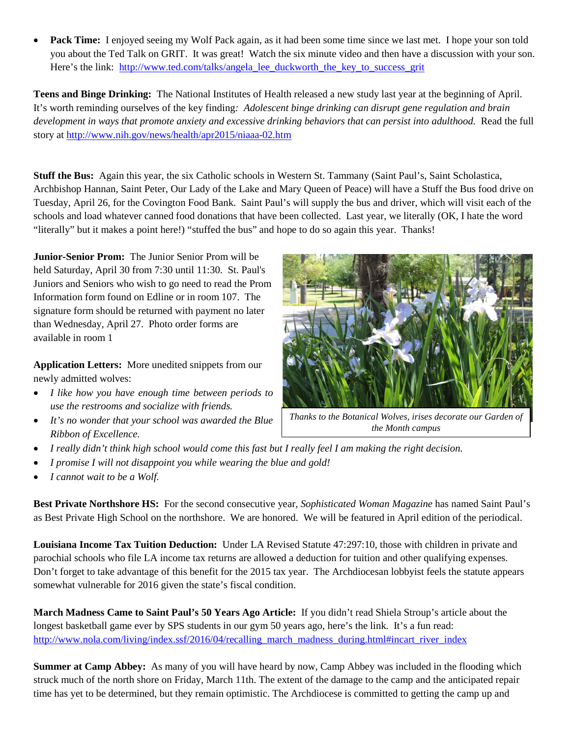- **Pack Time:** I enjoyed seeing my Wolf Pack again, as it had been some time since we last met. I hope your son told you about the Ted Talk on GRIT. It was great! Watch the six minute video and then have a discussion with your son. Here's the link: http://www.ted.com/talks/angela_lee_duckworth_the_key_to_success_grit

**Teens and Binge Drinking:** The National Institutes of Health released a new study last year at the beginning of April. It's worth reminding ourselves of the key finding*: Adolescent binge drinking can disrupt gene regulation and brain development in ways that promote anxiety and excessive drinking behaviors that can persist into adulthood.* Read the full story at http://www.nih.gov/news/health/apr2015/niaaa-02.htm

**Stuff the Bus:** Again this year, the six Catholic schools in Western St. Tammany (Saint Paul's, Saint Scholastica, Archbishop Hannan, Saint Peter, Our Lady of the Lake and Mary Queen of Peace) will have a Stuff the Bus food drive on Tuesday, April 26, for the Covington Food Bank. Saint Paul's will supply the bus and driver, which will visit each of the schools and load whatever canned food donations that have been collected. Last year, we literally (OK, I hate the word "literally" but it makes a point here!) "stuffed the bus" and hope to do so again this year. Thanks!

**Junior-Senior Prom:** The Junior Senior Prom will be held Saturday, April 30 from 7:30 until 11:30. St. Paul's Juniors and Seniors who wish to go need to read the Prom Information form found on Edline or in room 107. The signature form should be returned with payment no later than Wednesday, April 27. Photo order forms are available in room 1

*Thanks to the Botanical Wolves, irises decorate our Garden of the Month campus*

**Application Letters:** More unedited snippets from our newly admitted wolves:

- *I like how you have enough time between periods to use the restrooms and socialize with friends.*
- *It's no wonder that your school was awarded the Blue Ribbon of Excellence.*
- *I really didn't think high school would come this fast but I really feel I am making the right decision.*
- *I promise I will not disappoint you while wearing the blue and gold!*
- *I cannot wait to be a Wolf.*

**Best Private Northshore HS:** For the second consecutive year, *Sophisticated Woman Magazine* has named Saint Paul's as Best Private High School on the northshore. We are honored. We will be featured in April edition of the periodical.

**Louisiana Income Tax Tuition Deduction:** Under LA Revised Statute 47:297:10, those with children in private and parochial schools who file LA income tax returns are allowed a deduction for tuition and other qualifying expenses. Don't forget to take advantage of this benefit for the 2015 tax year. The Archdiocesan lobbyist feels the statute appears somewhat vulnerable for 2016 given the state's fiscal condition.

**March Madness Came to Saint Paul's 50 Years Ago Article:** If you didn't read Shiela Stroup's article about the longest basketball game ever by SPS students in our gym 50 years ago, here's the link. It's a fun read: http://www.nola.com/living/index.ssf/2016/04/recalling_march_madness_during.html#incart_river_index

**Summer at Camp Abbey:** As many of you will have heard by now, Camp Abbey was included in the flooding which struck much of the north shore on Friday, March 11th. The extent of the damage to the camp and the anticipated repair time has yet to be determined, but they remain optimistic. The Archdiocese is committed to getting the camp up and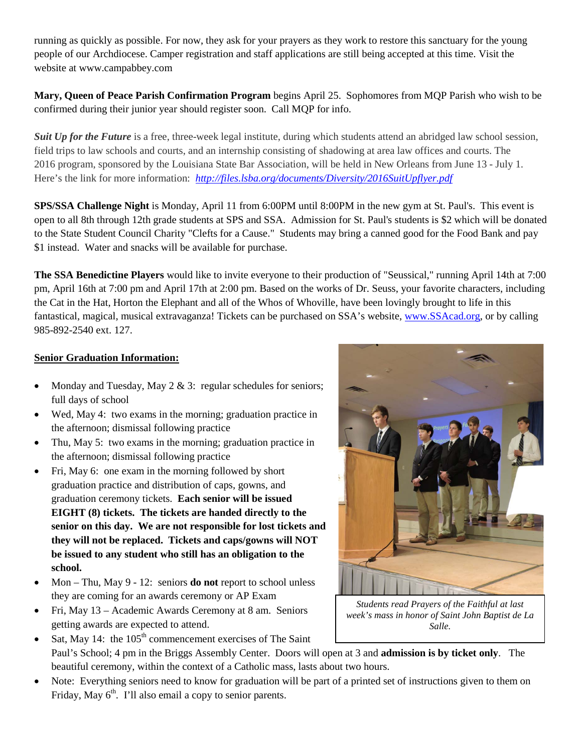running as quickly as possible. For now, they ask for your prayers as they work to restore this sanctuary for the young people of our Archdiocese. Camper registration and staff applications are still being accepted at this time. Visit the website at www.campabbey.com

**Mary, Queen of Peace Parish Confirmation Program** begins April 25. Sophomores from MQP Parish who wish to be confirmed during their junior year should register soon. Call MQP for info.

***Suit Up for the Future*** is a free, three-week legal institute, during which students attend an abridged law school session, field trips to law schools and courts, and an internship consisting of shadowing at area law offices and courts. The 2016 program, sponsored by the Louisiana State Bar Association, will be held in New Orleans from June 13 - July 1. Here's the link for more information: *http://files.lsba.org/documents/Diversity/2016SuitUpflyer.pdf*

**SPS/SSA Challenge Night** is Monday, April 11 from 6:00PM until 8:00PM in the new gym at St. Paul's. This event is open to all 8th through 12th grade students at SPS and SSA. Admission for St. Paul's students is $2 which will be donated to the State Student Council Charity "Clefts for a Cause." Students may bring a canned good for the Food Bank and pay $1 instead. Water and snacks will be available for purchase.

**The SSA Benedictine Players** would like to invite everyone to their production of "Seussical," running April 14th at 7:00 pm, April 16th at 7:00 pm and April 17th at 2:00 pm. Based on the works of Dr. Seuss, your favorite characters, including the Cat in the Hat, Horton the Elephant and all of the Whos of Whoville, have been lovingly brought to life in this fantastical, magical, musical extravaganza! Tickets can be purchased on SSA's website, www.SSAcad.org, or by calling 985-892-2540 ext. 127.

**Senior Graduation Information:**

- Monday and Tuesday, May 2 & 3: regular schedules for seniors; full days of school
- Wed, May 4: two exams in the morning; graduation practice in the afternoon; dismissal following practice
- Thu, May 5: two exams in the morning; graduation practice in the afternoon; dismissal following practice
- Fri, May 6: one exam in the morning followed by short graduation practice and distribution of caps, gowns, and graduation ceremony tickets. **Each senior will be issued EIGHT (8) tickets. The tickets are handed directly to the senior on this day. We are not responsible for lost tickets and they will not be replaced. Tickets and caps/gowns will NOT be issued to any student who still has an obligation to the school.**
- Mon – Thu, May 9 - 12: seniors **do not** report to school unless they are coming for an awards ceremony or AP Exam
- Fri, May 13 – Academic Awards Ceremony at 8 am. Seniors getting awards are expected to attend.
- Sat, May 14: the 105th commencement exercises of The Saint Paul's School; 4 pm in the Briggs Assembly Center. Doors will open at 3 and **admission is by ticket only**. The beautiful ceremony, within the context of a Catholic mass, lasts about two hours.
- Note: Everything seniors need to know for graduation will be part of a printed set of instructions given to them on Friday, May 6th. I'll also email a copy to senior parents.

*Students read Prayers of the Faithful at last week's mass in honor of Saint John Baptist de La Salle.*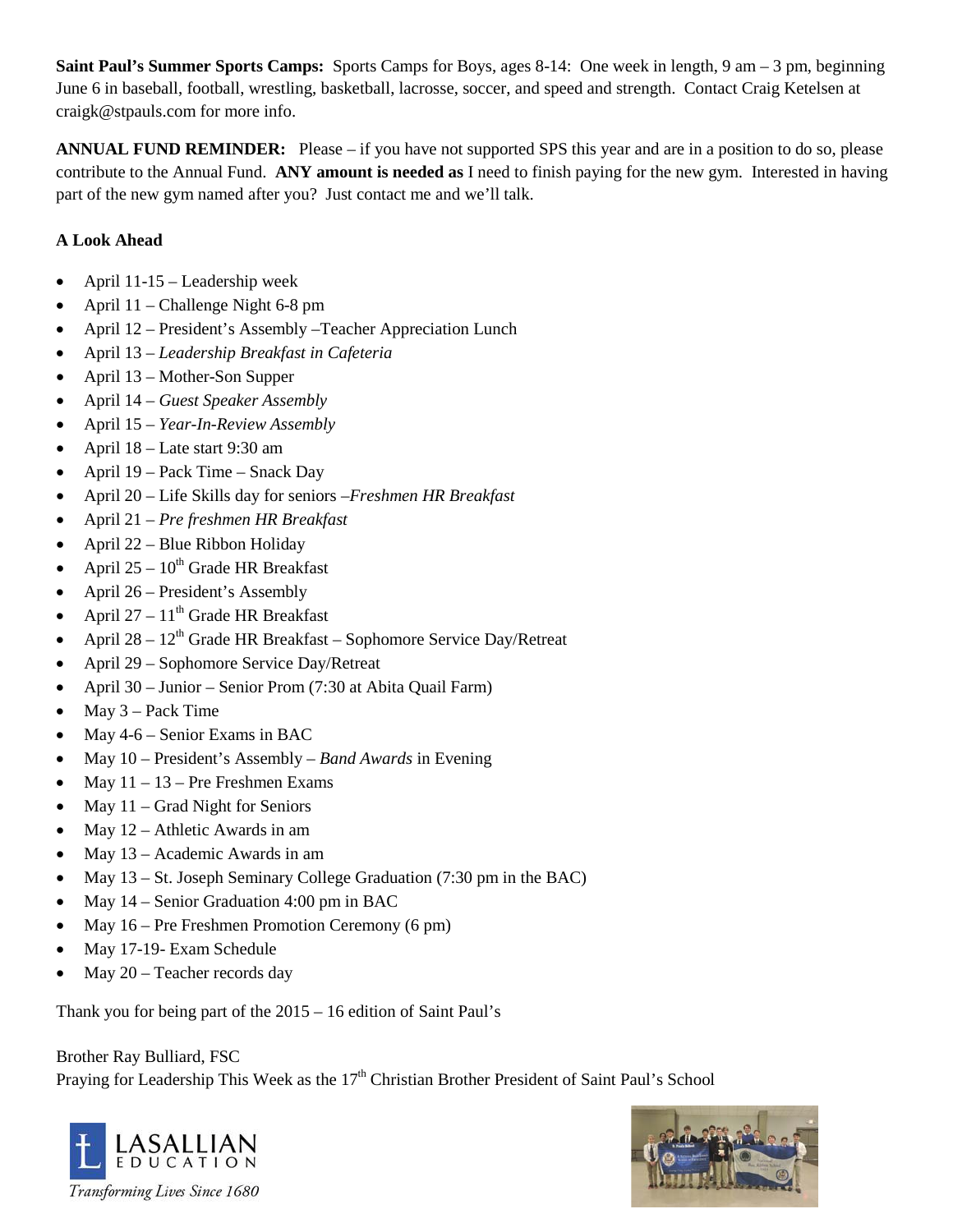**Saint Paul's Summer Sports Camps:** Sports Camps for Boys, ages 8-14: One week in length, 9 am – 3 pm, beginning June 6 in baseball, football, wrestling, basketball, lacrosse, soccer, and speed and strength. Contact Craig Ketelsen at craigk@stpauls.com for more info.

**ANNUAL FUND REMINDER:** Please – if you have not supported SPS this year and are in a position to do so, please contribute to the Annual Fund. **ANY amount is needed as** I need to finish paying for the new gym. Interested in having part of the new gym named after you? Just contact me and we'll talk.

**A Look Ahead**

- April 11-15 – Leadership week
- April 11 – Challenge Night 6-8 pm
- April 12 – President's Assembly –Teacher Appreciation Lunch
- April 13 – *Leadership Breakfast in Cafeteria*
- April 13 – Mother-Son Supper
- April 14 – *Guest Speaker Assembly*
- April 15 – *Year-In-Review Assembly*
- April 18 – Late start 9:30 am
- April 19 – Pack Time – Snack Day
- April 20 – Life Skills day for seniors –*Freshmen HR Breakfast*
- April 21 – *Pre freshmen HR Breakfast*
- April 22 – Blue Ribbon Holiday
- April 25 – 10th Grade HR Breakfast
- April 26 – President's Assembly
- April 27 – 11th Grade HR Breakfast
- April 28 – 12th Grade HR Breakfast – Sophomore Service Day/Retreat
- April 29 – Sophomore Service Day/Retreat
- April 30 – Junior – Senior Prom (7:30 at Abita Quail Farm)
- May 3 – Pack Time
- May 4-6 – Senior Exams in BAC
- May 10 – President's Assembly – *Band Awards* in Evening
- May 11 – 13 – Pre Freshmen Exams
- May 11 – Grad Night for Seniors
- May 12 – Athletic Awards in am
- May 13 – Academic Awards in am
- May 13 – St. Joseph Seminary College Graduation (7:30 pm in the BAC)
- May 14 – Senior Graduation 4:00 pm in BAC
- May 16 – Pre Freshmen Promotion Ceremony (6 pm)
- May 17-19- Exam Schedule
- May 20 – Teacher records day

Thank you for being part of the 2015 – 16 edition of Saint Paul's

Brother Ray Bulliard, FSC
Praying for Leadership This Week as the 17th Christian Brother President of Saint Paul's School

LASALLIAN EDUCATION
*Transforming Lives Since 1680*